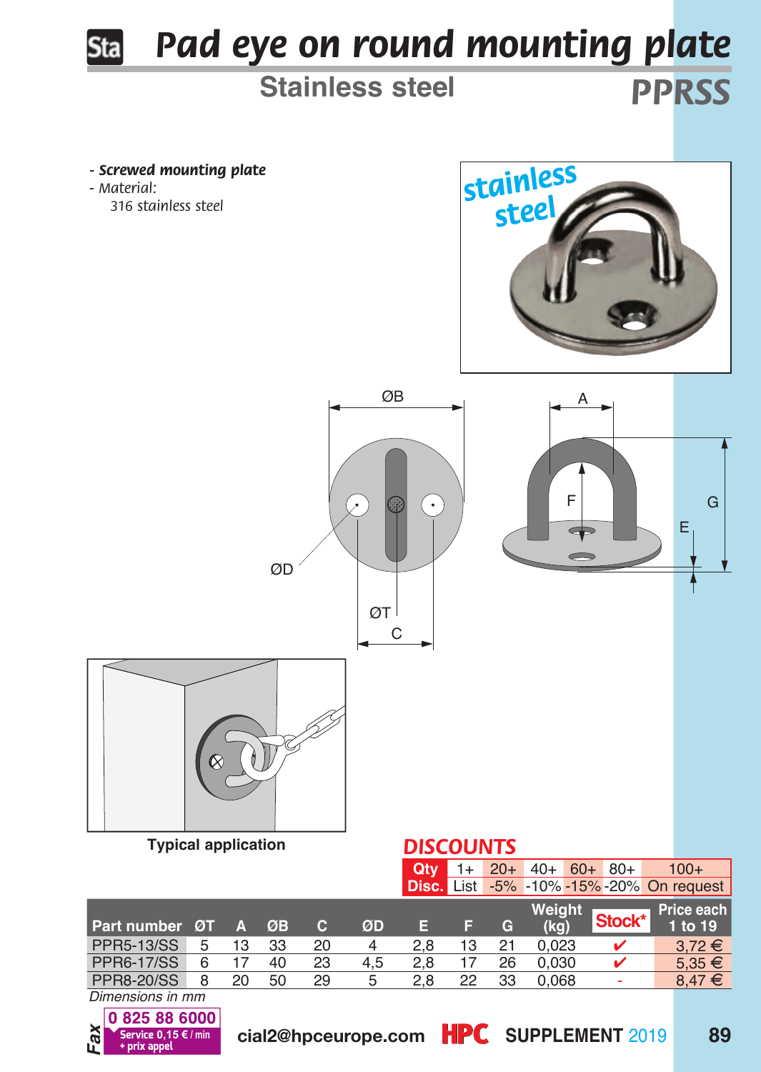# Pad eye on round mounting plate

## Stainless steel

**PPRSS**

- ***Screwed mounting plate***
- *Material:*
  *316 stainless steel*

Typical application

## DISCOUNTS

| Qty | 1+ | 20+ | 40+ | 60+ | 80+ | 100+ |
|---|---|---|---|---|---|---|
| Disc. | List | -5% | -10% | -15% | -20% | On request |

| Part number | ØT | A | ØB | C | ØD | E | F | G | Weight (kg) | Stock* | Price each 1 to 19 |
|---|---|---|---|---|---|---|---|---|---|---|---|
| PPR5-13/SS | 5 | 13 | 33 | 20 | 4 | 2,8 | 13 | 21 | 0,023 | ✔ | 3,72 € |
| PPR6-17/SS | 6 | 17 | 40 | 23 | 4,5 | 2,8 | 17 | 26 | 0,030 | ✔ | 5,35 € |
| PPR8-20/SS | 8 | 20 | 50 | 29 | 5 | 2,8 | 22 | 33 | 0,068 | - | 8,47 € |

*Dimensions in mm*

Fax 0 825 88 6000 Service 0,15 € / min + prix appel

cial2@hpceurope.com HPC SUPPLEMENT 2019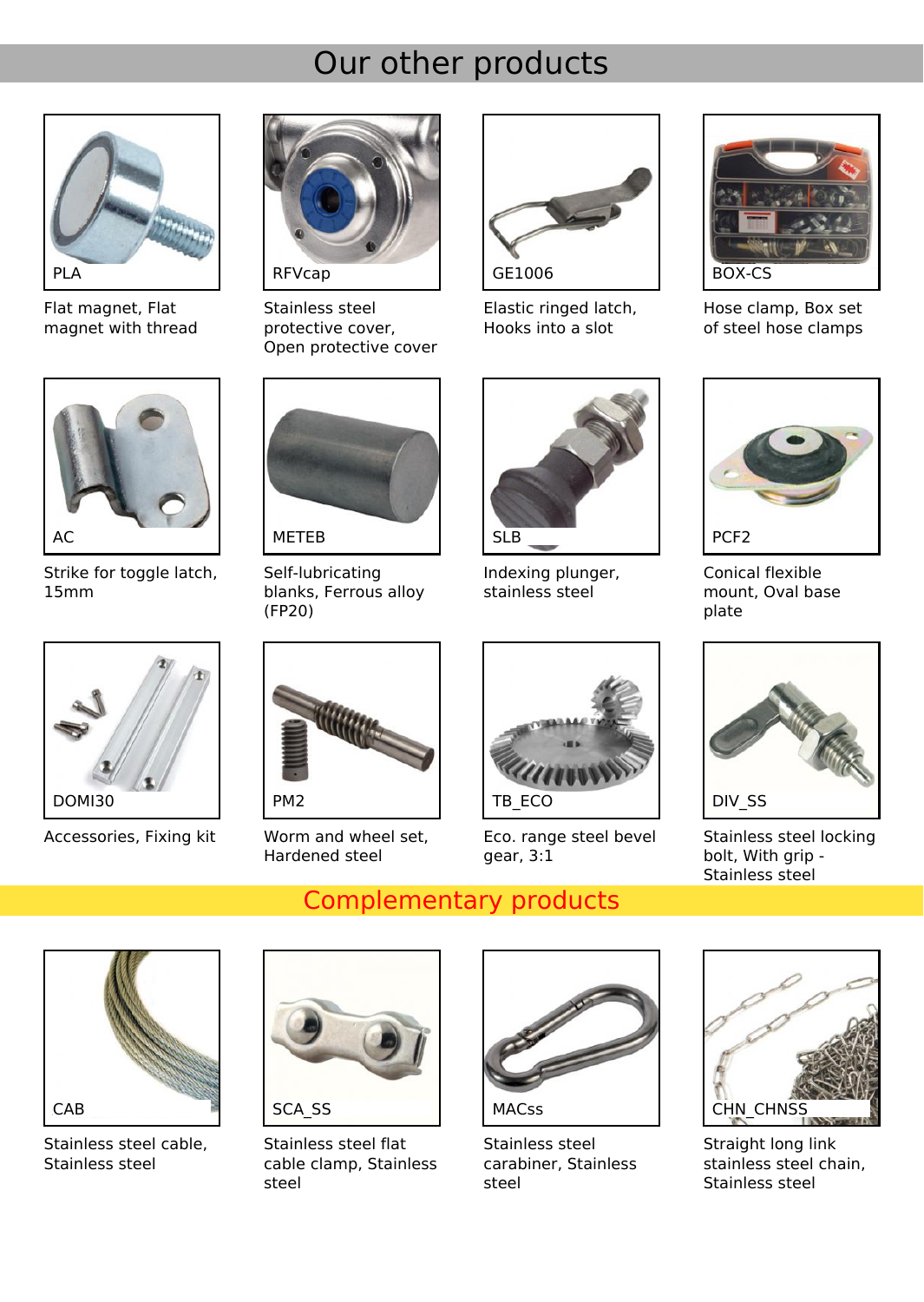# Our other products

PLA

Flat magnet, Flat magnet with thread

RFVcap

Stainless steel protective cover, Open protective cover

GE1006

Elastic ringed latch, Hooks into a slot

BOX-CS

Hose clamp, Box set of steel hose clamps

AC

Strike for toggle latch, 15mm

METEB

Self-lubricating blanks, Ferrous alloy (FP20)

SLB

Indexing plunger, stainless steel

PCF2

Conical flexible mount, Oval base plate

DOMI30

Accessories, Fixing kit

PM2

Worm and wheel set, Hardened steel

TB_ECO

Eco. range steel bevel gear, 3:1

DIV_SS

Stainless steel locking bolt, With grip - Stainless steel

# Complementary products

CAB

Stainless steel cable, Stainless steel

SCA_SS

Stainless steel flat cable clamp, Stainless steel

MACss

Stainless steel carabiner, Stainless steel

CHN_CHNSS

Straight long link stainless steel chain, Stainless steel